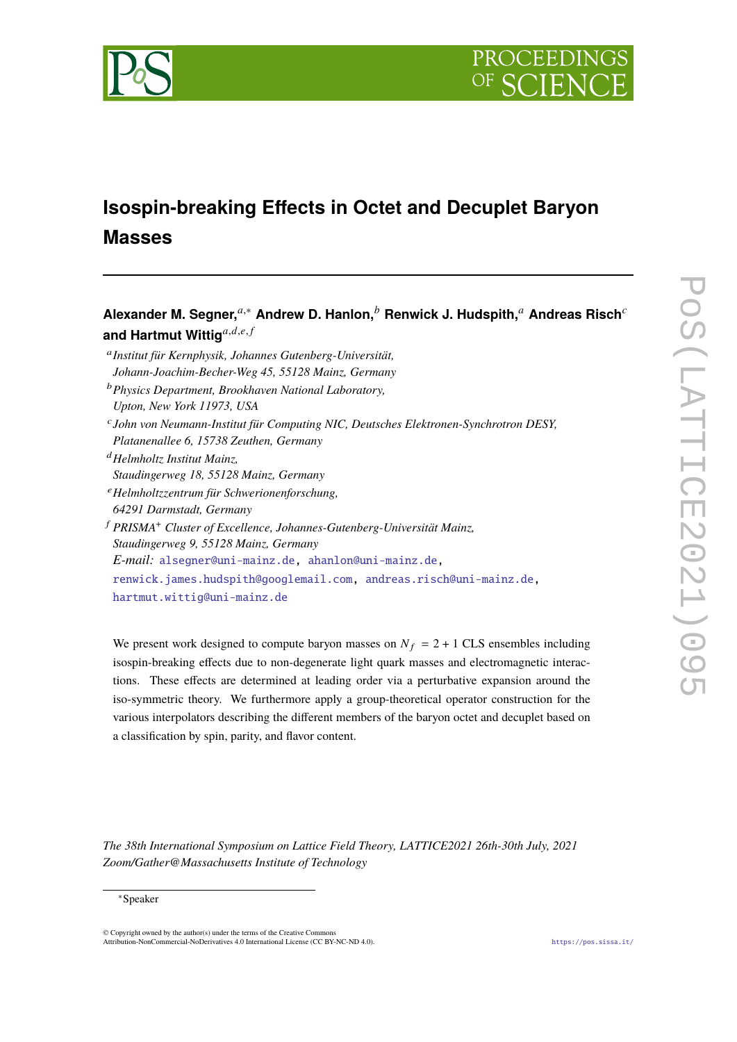# Isospin-breaking Effects in Octet and Decuplet Baryon Masses

**Alexander M. Segner,**[a,*] **Andrew D. Hanlon,**[b] **Renwick J. Hudspith,**[a] **Andreas Risch**[c] **and Hartmut Wittig**[a,d,e,f]

[a] *Institut für Kernphysik, Johannes Gutenberg-Universität, Johann-Joachim-Becher-Weg 45, 55128 Mainz, Germany*

[b] *Physics Department, Brookhaven National Laboratory, Upton, New York 11973, USA*

[c] *John von Neumann-Institut für Computing NIC, Deutsches Elektronen-Synchrotron DESY, Platanenallee 6, 15738 Zeuthen, Germany*

[d] *Helmholtz Institut Mainz, Staudingerweg 18, 55128 Mainz, Germany*

[e] *Helmholtzzentrum für Schwerionenforschung, 64291 Darmstadt, Germany*

[f] *PRISMA⁺ Cluster of Excellence, Johannes-Gutenberg-Universität Mainz, Staudingerweg 9, 55128 Mainz, Germany*

*E-mail:* alsegner@uni-mainz.de, ahanlon@uni-mainz.de, renwick.james.hudspith@googlemail.com, andreas.risch@uni-mainz.de, hartmut.wittig@uni-mainz.de

We present work designed to compute baryon masses on $N_f = 2 + 1$ CLS ensembles including isospin-breaking effects due to non-degenerate light quark masses and electromagnetic interactions. These effects are determined at leading order via a perturbative expansion around the iso-symmetric theory. We furthermore apply a group-theoretical operator construction for the various interpolators describing the different members of the baryon octet and decuplet based on a classification by spin, parity, and flavor content.

*The 38th International Symposium on Lattice Field Theory, LATTICE2021 26th-30th July, 2021 Zoom/Gather@Massachusetts Institute of Technology*

[*] Speaker

© Copyright owned by the author(s) under the terms of the Creative Commons Attribution-NonCommercial-NoDerivatives 4.0 International License (CC BY-NC-ND 4.0).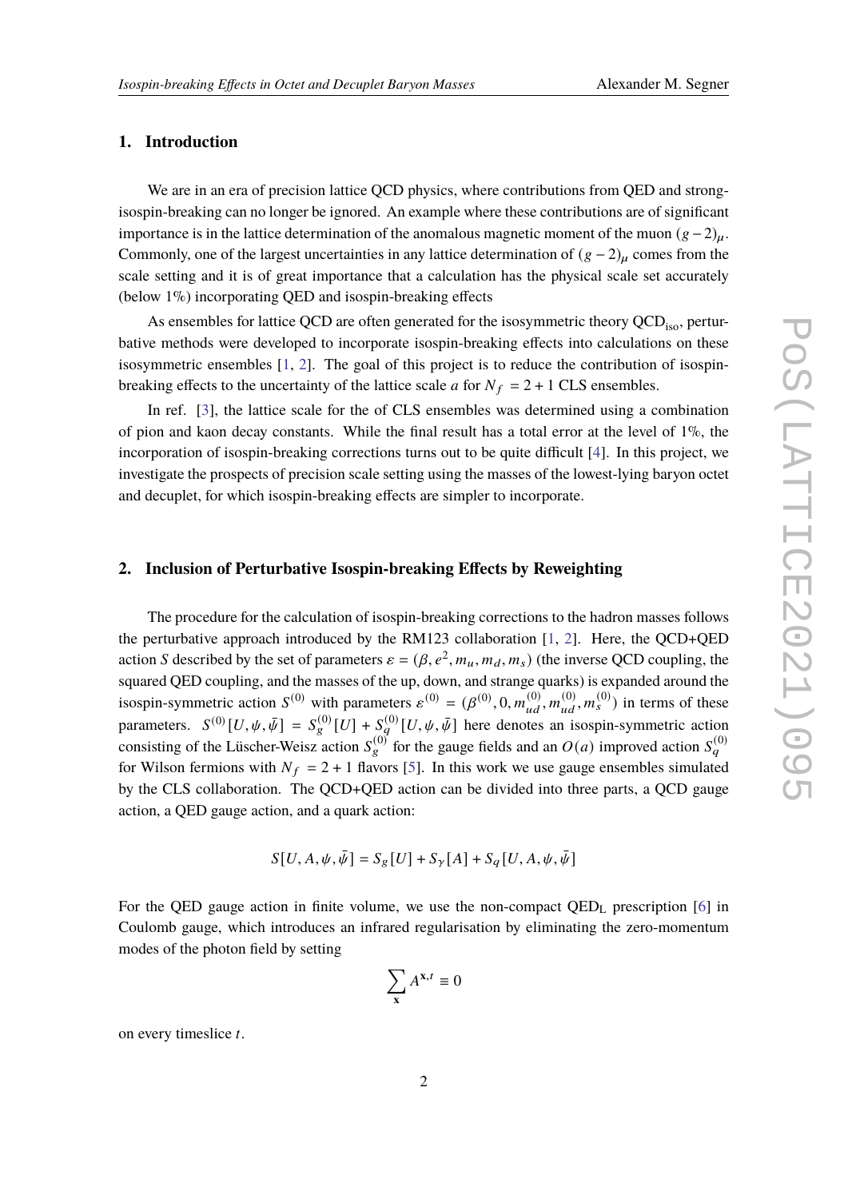## 1. Introduction

We are in an era of precision lattice QCD physics, where contributions from QED and strong-isospin-breaking can no longer be ignored. An example where these contributions are of significant importance is in the lattice determination of the anomalous magnetic moment of the muon $(g-2)_\mu$. Commonly, one of the largest uncertainties in any lattice determination of $(g-2)_\mu$ comes from the scale setting and it is of great importance that a calculation has the physical scale set accurately (below 1%) incorporating QED and isospin-breaking effects

As ensembles for lattice QCD are often generated for the isosymmetric theory $\mathrm{QCD_{iso}}$, perturbative methods were developed to incorporate isospin-breaking effects into calculations on these isosymmetric ensembles [1, 2]. The goal of this project is to reduce the contribution of isospin-breaking effects to the uncertainty of the lattice scale $a$ for $N_f = 2+1$ CLS ensembles.

In ref. [3], the lattice scale for the of CLS ensembles was determined using a combination of pion and kaon decay constants. While the final result has a total error at the level of 1%, the incorporation of isospin-breaking corrections turns out to be quite difficult [4]. In this project, we investigate the prospects of precision scale setting using the masses of the lowest-lying baryon octet and decuplet, for which isospin-breaking effects are simpler to incorporate.

## 2. Inclusion of Perturbative Isospin-breaking Effects by Reweighting

The procedure for the calculation of isospin-breaking corrections to the hadron masses follows the perturbative approach introduced by the RM123 collaboration [1, 2]. Here, the QCD+QED action $S$ described by the set of parameters $\varepsilon = (\beta, e^2, m_u, m_d, m_s)$ (the inverse QCD coupling, the squared QED coupling, and the masses of the up, down, and strange quarks) is expanded around the isospin-symmetric action $S^{(0)}$ with parameters $\varepsilon^{(0)} = (\beta^{(0)}, 0, m_{ud}^{(0)}, m_{ud}^{(0)}, m_s^{(0)})$ in terms of these parameters. $S^{(0)}[U,\psi,\bar{\psi}] = S_g^{(0)}[U] + S_q^{(0)}[U,\psi,\bar{\psi}]$ here denotes an isospin-symmetric action consisting of the Lüscher-Weisz action $S_g^{(0)}$ for the gauge fields and an $O(a)$ improved action $S_q^{(0)}$ for Wilson fermions with $N_f = 2+1$ flavors [5]. In this work we use gauge ensembles simulated by the CLS collaboration. The QCD+QED action can be divided into three parts, a QCD gauge action, a QED gauge action, and a quark action:

$$S[U,A,\psi,\bar{\psi}] = S_g[U] + S_\gamma[A] + S_q[U,A,\psi,\bar{\psi}]$$

For the QED gauge action in finite volume, we use the non-compact $\mathrm{QED_L}$ prescription [6] in Coulomb gauge, which introduces an infrared regularisation by eliminating the zero-momentum modes of the photon field by setting

$$\sum_{\mathbf{x}} A^{\mathbf{x},t} \equiv 0$$

on every timeslice $t$.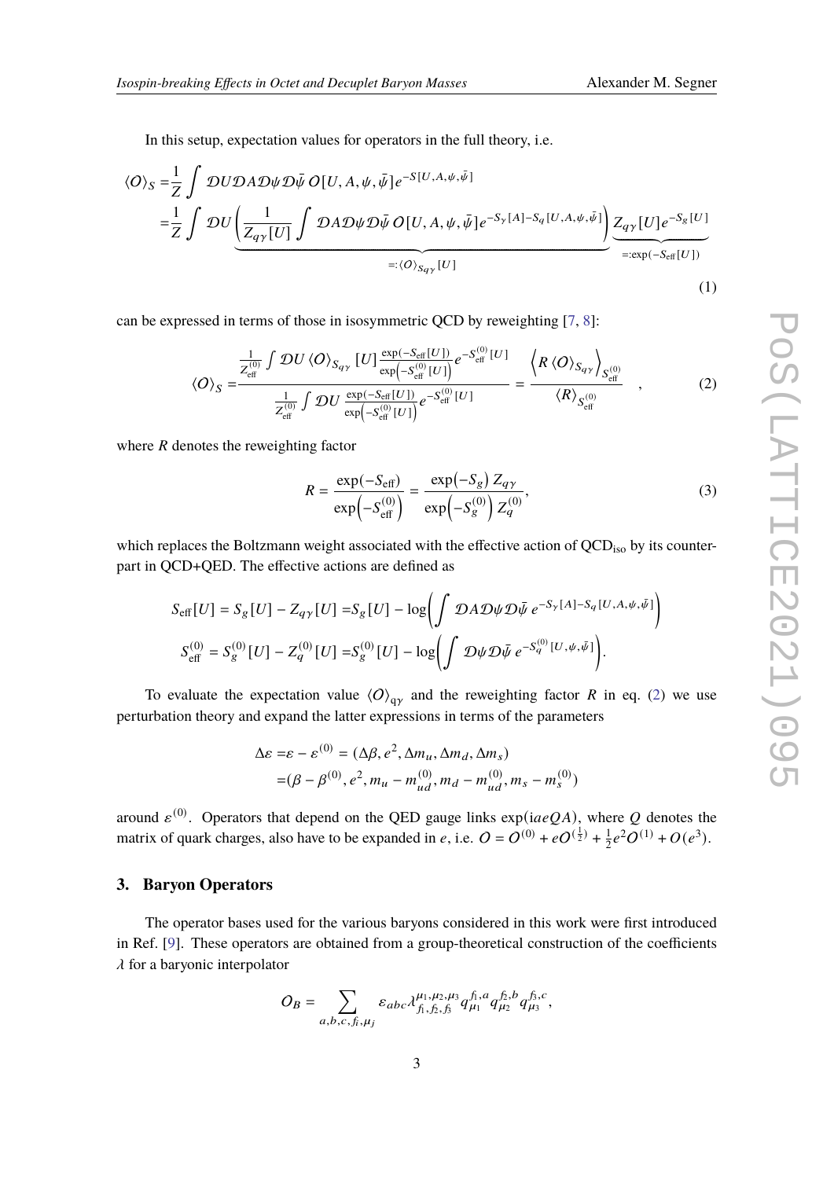In this setup, expectation values for operators in the full theory, i.e.

$$\begin{aligned}\langle O\rangle_S =&\frac{1}{Z}\int \mathcal{D}U\mathcal{D}A\mathcal{D}\psi\mathcal{D}\bar{\psi}\, O[U,A,\psi,\bar{\psi}]e^{-S[U,A,\psi,\bar{\psi}]} \\ =&\frac{1}{Z}\int \mathcal{D}U\underbrace{\left(\frac{1}{Z_{q\gamma}[U]}\int \mathcal{D}A\mathcal{D}\psi\mathcal{D}\bar{\psi}\, O[U,A,\psi,\bar{\psi}]e^{-S_\gamma[A]-S_q[U,A,\psi,\bar{\psi}]}\right)}_{=:\langle O\rangle_{S_{q\gamma}}[U]}\underbrace{Z_{q\gamma}[U]e^{-S_g[U]}}_{=:\exp(-S_{\text{eff}}[U])}\end{aligned} \tag{1}$$

can be expressed in terms of those in isosymmetric QCD by reweighting [7, 8]:

$$\langle O\rangle_S = \frac{\frac{1}{Z_{\text{eff}}^{(0)}}\int \mathcal{D}U\,\langle O\rangle_{S_{q\gamma}}[U]\frac{\exp(-S_{\text{eff}}[U])}{\exp\left(-S_{\text{eff}}^{(0)}[U]\right)}e^{-S_{\text{eff}}^{(0)}[U]}}{\frac{1}{Z_{\text{eff}}^{(0)}}\int \mathcal{D}U\,\frac{\exp(-S_{\text{eff}}[U])}{\exp\left(-S_{\text{eff}}^{(0)}[U]\right)}e^{-S_{\text{eff}}^{(0)}[U]}} = \frac{\left\langle R\,\langle O\rangle_{S_{q\gamma}}\right\rangle_{S_{\text{eff}}^{(0)}}}{\langle R\rangle_{S_{\text{eff}}^{(0)}}}\quad, \tag{2}$$

where $R$ denotes the reweighting factor

$$R = \frac{\exp(-S_{\text{eff}})}{\exp\left(-S_{\text{eff}}^{(0)}\right)} = \frac{\exp\left(-S_g\right)Z_{q\gamma}}{\exp\left(-S_g^{(0)}\right)Z_q^{(0)}}, \tag{3}$$

which replaces the Boltzmann weight associated with the effective action of $\text{QCD}_{\text{iso}}$ by its counterpart in QCD+QED. The effective actions are defined as

$$\begin{aligned}S_{\text{eff}}[U] &= S_g[U] - Z_{q\gamma}[U] = S_g[U] - \log\left(\int \mathcal{D}A\mathcal{D}\psi\mathcal{D}\bar{\psi}\, e^{-S_\gamma[A]-S_q[U,A,\psi,\bar{\psi}]}\right) \\ S_{\text{eff}}^{(0)} &= S_g^{(0)}[U] - Z_q^{(0)}[U] = S_g^{(0)}[U] - \log\left(\int \mathcal{D}\psi\mathcal{D}\bar{\psi}\, e^{-S_q^{(0)}[U,\psi,\bar{\psi}]}\right).\end{aligned}$$

To evaluate the expectation value $\langle O\rangle_{q\gamma}$ and the reweighting factor $R$ in eq. (2) we use perturbation theory and expand the latter expressions in terms of the parameters

$$\begin{aligned}\Delta\varepsilon =& \varepsilon - \varepsilon^{(0)} = (\Delta\beta, e^2, \Delta m_u, \Delta m_d, \Delta m_s) \\ =& (\beta-\beta^{(0)}, e^2, m_u - m_{ud}^{(0)}, m_d - m_{ud}^{(0)}, m_s - m_s^{(0)})\end{aligned}$$

around $\varepsilon^{(0)}$. Operators that depend on the QED gauge links $\exp(iaeQA)$, where $Q$ denotes the matrix of quark charges, also have to be expanded in $e$, i.e. $O = O^{(0)} + eO^{(\frac{1}{2})} + \frac{1}{2}e^2O^{(1)} + O(e^3)$.

## 3. Baryon Operators

The operator bases used for the various baryons considered in this work were first introduced in Ref. [9]. These operators are obtained from a group-theoretical construction of the coefficients $\lambda$ for a baryonic interpolator

$$O_B = \sum_{a,b,c,f_i,\mu_j} \varepsilon_{abc}\lambda^{\mu_1,\mu_2,\mu_3}_{f_1,f_2,f_3}\, q^{f_1,a}_{\mu_1} q^{f_2,b}_{\mu_2} q^{f_3,c}_{\mu_3},$$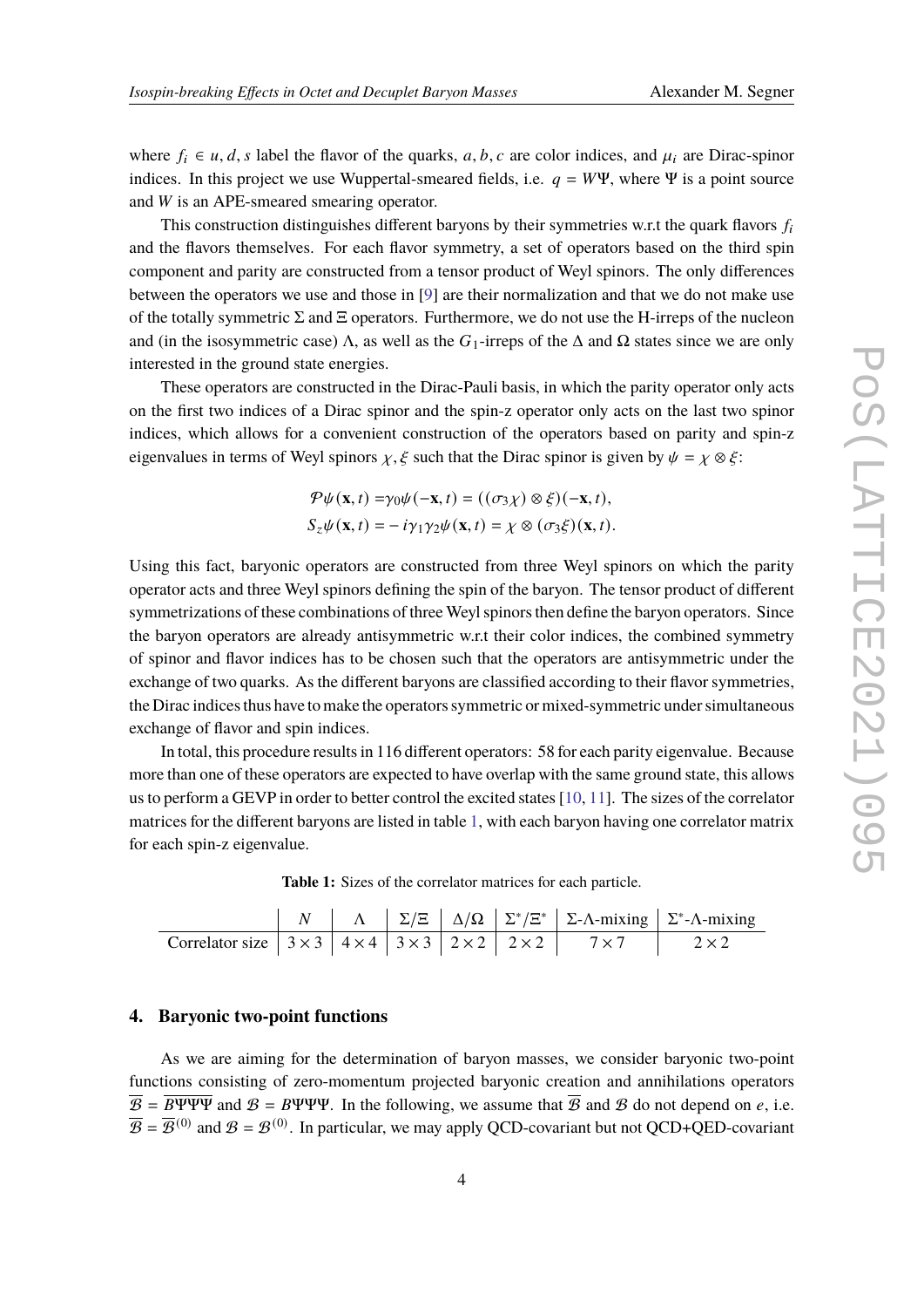where $f_i \in u, d, s$ label the flavor of the quarks, $a, b, c$ are color indices, and $\mu_i$ are Dirac-spinor indices. In this project we use Wuppertal-smeared fields, i.e. $q = W\Psi$, where $\Psi$ is a point source and $W$ is an APE-smeared smearing operator.

This construction distinguishes different baryons by their symmetries w.r.t the quark flavors $f_i$ and the flavors themselves. For each flavor symmetry, a set of operators based on the third spin component and parity are constructed from a tensor product of Weyl spinors. The only differences between the operators we use and those in [9] are their normalization and that we do not make use of the totally symmetric $\Sigma$ and $\Xi$ operators. Furthermore, we do not use the H-irreps of the nucleon and (in the isosymmetric case) $\Lambda$, as well as the $G_1$-irreps of the $\Delta$ and $\Omega$ states since we are only interested in the ground state energies.

These operators are constructed in the Dirac-Pauli basis, in which the parity operator only acts on the first two indices of a Dirac spinor and the spin-z operator only acts on the last two spinor indices, which allows for a convenient construction of the operators based on parity and spin-z eigenvalues in terms of Weyl spinors $\chi, \xi$ such that the Dirac spinor is given by $\psi = \chi \otimes \xi$:

$$
\begin{aligned}
\mathcal{P}\psi(\mathbf{x}, t) =& \gamma_0 \psi(-\mathbf{x}, t) = ((\sigma_3 \chi) \otimes \xi)(-\mathbf{x}, t), \\
S_z \psi(\mathbf{x}, t) =& -i\gamma_1\gamma_2 \psi(\mathbf{x}, t) = \chi \otimes (\sigma_3 \xi)(\mathbf{x}, t).
\end{aligned}
$$

Using this fact, baryonic operators are constructed from three Weyl spinors on which the parity operator acts and three Weyl spinors defining the spin of the baryon. The tensor product of different symmetrizations of these combinations of three Weyl spinors then define the baryon operators. Since the baryon operators are already antisymmetric w.r.t their color indices, the combined symmetry of spinor and flavor indices has to be chosen such that the operators are antisymmetric under the exchange of two quarks. As the different baryons are classified according to their flavor symmetries, the Dirac indices thus have to make the operators symmetric or mixed-symmetric under simultaneous exchange of flavor and spin indices.

In total, this procedure results in 116 different operators: 58 for each parity eigenvalue. Because more than one of these operators are expected to have overlap with the same ground state, this allows us to perform a GEVP in order to better control the excited states [10, 11]. The sizes of the correlator matrices for the different baryons are listed in table 1, with each baryon having one correlator matrix for each spin-z eigenvalue.

**Table 1:** Sizes of the correlator matrices for each particle.

| | $N$ | $\Lambda$ | $\Sigma/\Xi$ | $\Delta/\Omega$ | $\Sigma^*/\Xi^*$ | $\Sigma$-$\Lambda$-mixing | $\Sigma^*$-$\Lambda$-mixing |
|---|---|---|---|---|---|---|---|
| Correlator size | $3\times3$ | $4\times4$ | $3\times3$ | $2\times2$ | $2\times2$ | $7\times7$ | $2\times2$ |

## 4. Baryonic two-point functions

As we are aiming for the determination of baryon masses, we consider baryonic two-point functions consisting of zero-momentum projected baryonic creation and annihilations operators $\overline{\mathcal{B}} = \overline{B\Psi\Psi\Psi}$ and $\mathcal{B} = B\Psi\Psi\Psi$. In the following, we assume that $\overline{\mathcal{B}}$ and $\mathcal{B}$ do not depend on $e$, i.e. $\overline{\mathcal{B}} = \overline{\mathcal{B}}^{(0)}$ and $\mathcal{B} = \mathcal{B}^{(0)}$. In particular, we may apply QCD-covariant but not QCD+QED-covariant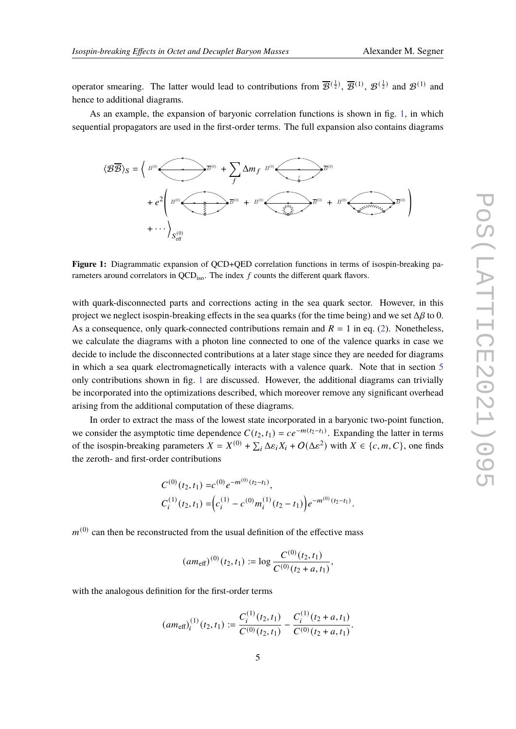operator smearing. The latter would lead to contributions from $\overline{\mathcal{B}}^{(\frac{1}{2})}$, $\overline{\mathcal{B}}^{(1)}$, $\mathcal{B}^{(\frac{1}{2})}$ and $\mathcal{B}^{(1)}$ and hence to additional diagrams.

As an example, the expansion of baryonic correlation functions is shown in fig. 1, in which sequential propagators are used in the first-order terms. The full expansion also contains diagrams

**Figure 1:** Diagrammatic expansion of QCD+QED correlation functions in terms of isospin-breaking parameters around correlators in $\mathrm{QCD_{iso}}$. The index $f$ counts the different quark flavors.

with quark-disconnected parts and corrections acting in the sea quark sector. However, in this project we neglect isospin-breaking effects in the sea quarks (for the time being) and we set $\Delta\beta$ to 0. As a consequence, only quark-connected contributions remain and $R = 1$ in eq. (2). Nonetheless, we calculate the diagrams with a photon line connected to one of the valence quarks in case we decide to include the disconnected contributions at a later stage since they are needed for diagrams in which a sea quark electromagnetically interacts with a valence quark. Note that in section 5 only contributions shown in fig. 1 are discussed. However, the additional diagrams can trivially be incorporated into the optimizations described, which moreover remove any significant overhead arising from the additional computation of these diagrams.

In order to extract the mass of the lowest state incorporated in a baryonic two-point function, we consider the asymptotic time dependence $C(t_2, t_1) = ce^{-m(t_2-t_1)}$. Expanding the latter in terms of the isospin-breaking parameters $X = X^{(0)} + \sum_i \Delta\varepsilon_i X_i + O(\Delta\varepsilon^2)$ with $X \in \{c, m, C\}$, one finds the zeroth- and first-order contributions

$$
\begin{aligned}
C^{(0)}(t_2, t_1) =& c^{(0)} e^{-m^{(0)}(t_2-t_1)}, \\
C_i^{(1)}(t_2, t_1) =& \left(c_i^{(1)} - c^{(0)} m_i^{(1)}(t_2 - t_1)\right) e^{-m^{(0)}(t_2-t_1)}.
\end{aligned}
$$

$m^{(0)}$ can then be reconstructed from the usual definition of the effective mass

$$
(am_{\text{eff}})^{(0)}(t_2, t_1) := \log \frac{C^{(0)}(t_2, t_1)}{C^{(0)}(t_2 + a, t_1)},
$$

with the analogous definition for the first-order terms

$$
(am_{\text{eff}})_i^{(1)}(t_2, t_1) := \frac{C_i^{(1)}(t_2, t_1)}{C^{(0)}(t_2, t_1)} - \frac{C_i^{(1)}(t_2 + a, t_1)}{C^{(0)}(t_2 + a, t_1)}.
$$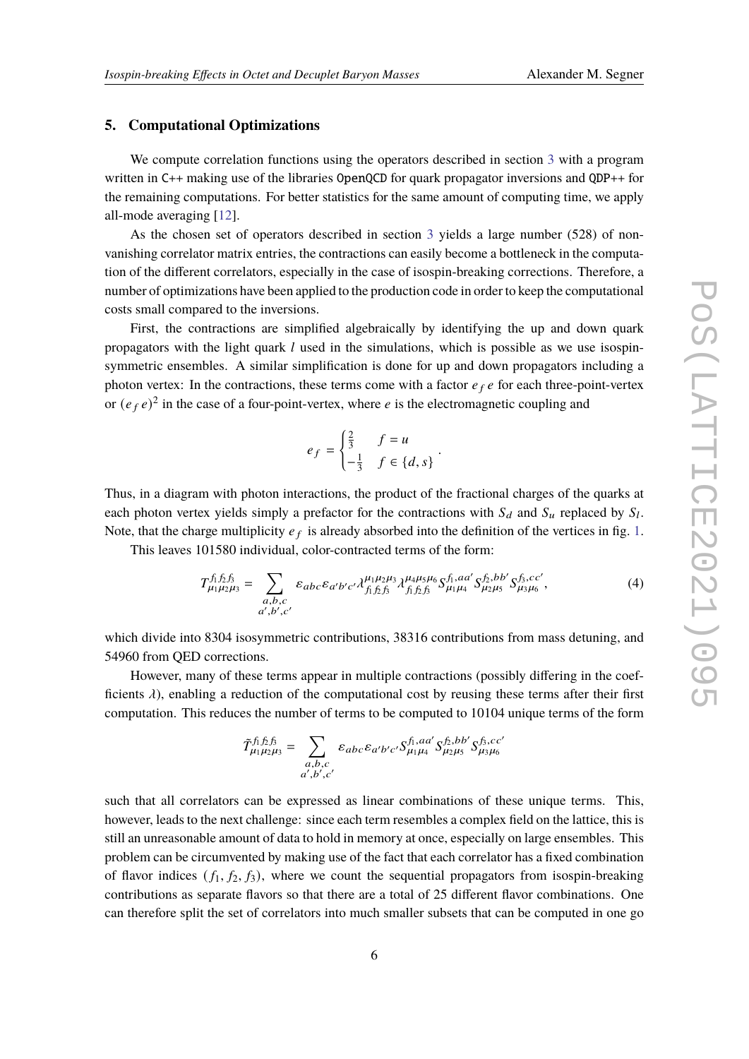## 5. Computational Optimizations

We compute correlation functions using the operators described in section 3 with a program written in C++ making use of the libraries OpenQCD for quark propagator inversions and QDP++ for the remaining computations. For better statistics for the same amount of computing time, we apply all-mode averaging [12].

As the chosen set of operators described in section 3 yields a large number (528) of non-vanishing correlator matrix entries, the contractions can easily become a bottleneck in the computation of the different correlators, especially in the case of isospin-breaking corrections. Therefore, a number of optimizations have been applied to the production code in order to keep the computational costs small compared to the inversions.

First, the contractions are simplified algebraically by identifying the up and down quark propagators with the light quark $l$ used in the simulations, which is possible as we use isospin-symmetric ensembles. A similar simplification is done for up and down propagators including a photon vertex: In the contractions, these terms come with a factor $e_f\, e$ for each three-point-vertex or $(e_f\, e)^2$ in the case of a four-point-vertex, where $e$ is the electromagnetic coupling and

$$e_f = \begin{cases} \frac{2}{3} & f = u \\ -\frac{1}{3} & f \in \{d, s\} \end{cases}.$$

Thus, in a diagram with photon interactions, the product of the fractional charges of the quarks at each photon vertex yields simply a prefactor for the contractions with $S_d$ and $S_u$ replaced by $S_l$. Note, that the charge multiplicity $e_f$ is already absorbed into the definition of the vertices in fig. 1.

This leaves 101580 individual, color-contracted terms of the form:

$$T^{f_1 f_2 f_3}_{\mu_1 \mu_2 \mu_3} = \sum_{\substack{a,b,c \\ a',b',c'}} \varepsilon_{abc} \varepsilon_{a'b'c'} \lambda^{\mu_1 \mu_2 \mu_3}_{f_1 f_2 f_3} \lambda^{\mu_4 \mu_5 \mu_6}_{f_1 f_2 f_3} S^{f_1, aa'}_{\mu_1 \mu_4} S^{f_2, bb'}_{\mu_2 \mu_5} S^{f_3, cc'}_{\mu_3 \mu_6}, \tag{4}$$

which divide into 8304 isosymmetric contributions, 38316 contributions from mass detuning, and 54960 from QED corrections.

However, many of these terms appear in multiple contractions (possibly differing in the coefficients $\lambda$), enabling a reduction of the computational cost by reusing these terms after their first computation. This reduces the number of terms to be computed to 10104 unique terms of the form

$$\tilde{T}^{f_1 f_2 f_3}_{\mu_1 \mu_2 \mu_3} = \sum_{\substack{a,b,c \\ a',b',c'}} \varepsilon_{abc} \varepsilon_{a'b'c'} S^{f_1, aa'}_{\mu_1 \mu_4} S^{f_2, bb'}_{\mu_2 \mu_5} S^{f_3, cc'}_{\mu_3 \mu_6}$$

such that all correlators can be expressed as linear combinations of these unique terms. This, however, leads to the next challenge: since each term resembles a complex field on the lattice, this is still an unreasonable amount of data to hold in memory at once, especially on large ensembles. This problem can be circumvented by making use of the fact that each correlator has a fixed combination of flavor indices $(f_1, f_2, f_3)$, where we count the sequential propagators from isospin-breaking contributions as separate flavors so that there are a total of 25 different flavor combinations. One can therefore split the set of correlators into much smaller subsets that can be computed in one go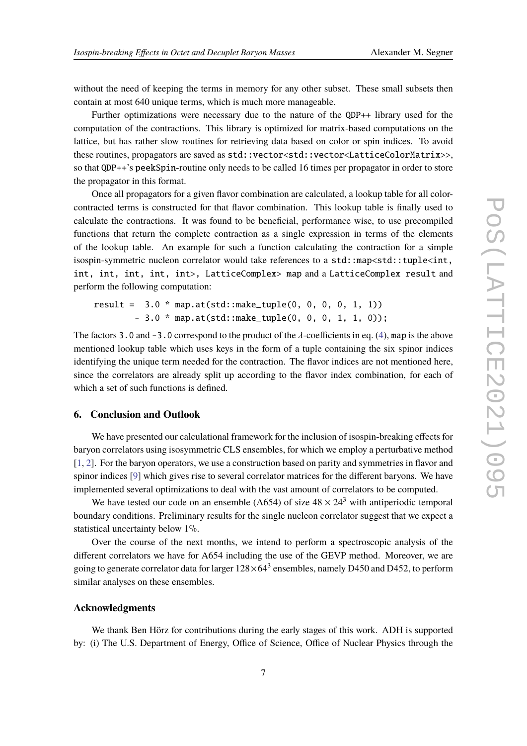without the need of keeping the terms in memory for any other subset. These small subsets then contain at most 640 unique terms, which is much more manageable.

Further optimizations were necessary due to the nature of the `QDP++` library used for the computation of the contractions. This library is optimized for matrix-based computations on the lattice, but has rather slow routines for retrieving data based on color or spin indices. To avoid these routines, propagators are saved as `std::vector<std::vector<LatticeColorMatrix>>`, so that `QDP++`'s `peekSpin`-routine only needs to be called 16 times per propagator in order to store the propagator in this format.

Once all propagators for a given flavor combination are calculated, a lookup table for all color-contracted terms is constructed for that flavor combination. This lookup table is finally used to calculate the contractions. It was found to be beneficial, performance wise, to use precompiled functions that return the complete contraction as a single expression in terms of the elements of the lookup table. An example for such a function calculating the contraction for a simple isospin-symmetric nucleon correlator would take references to a `std::map<std::tuple<int, int, int, int, int, int>, LatticeComplex> map` and a `LatticeComplex result` and perform the following computation:

```
result =  3.0 * map.at(std::make_tuple(0, 0, 0, 0, 1, 1))
        - 3.0 * map.at(std::make_tuple(0, 0, 0, 1, 1, 0));
```

The factors `3.0` and `-3.0` correspond to the product of the $\lambda$-coefficients in eq. (4), `map` is the above mentioned lookup table which uses keys in the form of a tuple containing the six spinor indices identifying the unique term needed for the contraction. The flavor indices are not mentioned here, since the correlators are already split up according to the flavor index combination, for each of which a set of such functions is defined.

## 6. Conclusion and Outlook

We have presented our calculational framework for the inclusion of isospin-breaking effects for baryon correlators using isosymmetric CLS ensembles, for which we employ a perturbative method [1, 2]. For the baryon operators, we use a construction based on parity and symmetries in flavor and spinor indices [9] which gives rise to several correlator matrices for the different baryons. We have implemented several optimizations to deal with the vast amount of correlators to be computed.

We have tested our code on an ensemble (A654) of size $48 \times 24^3$ with antiperiodic temporal boundary conditions. Preliminary results for the single nucleon correlator suggest that we expect a statistical uncertainty below 1%.

Over the course of the next months, we intend to perform a spectroscopic analysis of the different correlators we have for A654 including the use of the GEVP method. Moreover, we are going to generate correlator data for larger $128 \times 64^3$ ensembles, namely D450 and D452, to perform similar analyses on these ensembles.

### Acknowledgments

We thank Ben Hörz for contributions during the early stages of this work. ADH is supported by: (i) The U.S. Department of Energy, Office of Science, Office of Nuclear Physics through the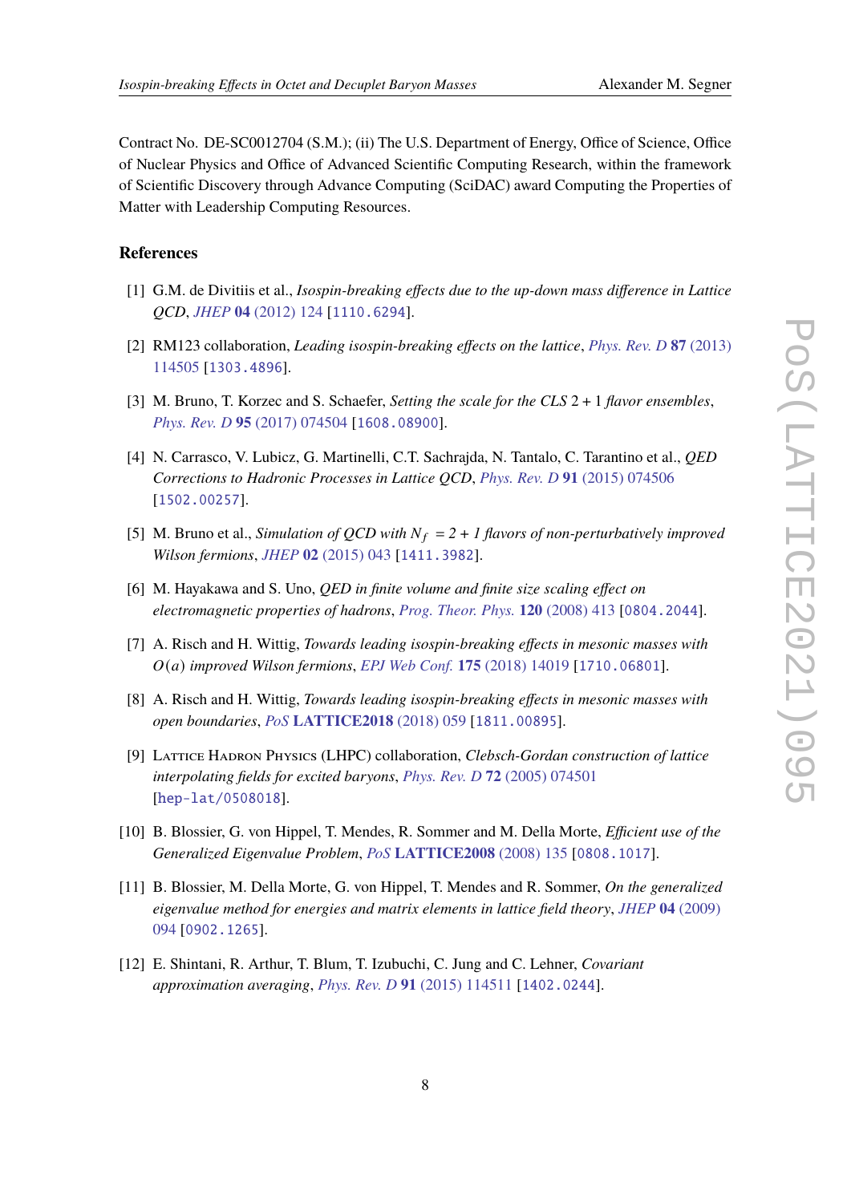Contract No. DE-SC0012704 (S.M.); (ii) The U.S. Department of Energy, Office of Science, Office of Nuclear Physics and Office of Advanced Scientific Computing Research, within the framework of Scientific Discovery through Advance Computing (SciDAC) award Computing the Properties of Matter with Leadership Computing Resources.

## References

[1] G.M. de Divitiis et al., *Isospin-breaking effects due to the up-down mass difference in Lattice QCD*, *JHEP* **04** (2012) 124 [1110.6294].

[2] RM123 collaboration, *Leading isospin-breaking effects on the lattice*, *Phys. Rev. D* **87** (2013) 114505 [1303.4896].

[3] M. Bruno, T. Korzec and S. Schaefer, *Setting the scale for the CLS* $2+1$ *flavor ensembles*, *Phys. Rev. D* **95** (2017) 074504 [1608.08900].

[4] N. Carrasco, V. Lubicz, G. Martinelli, C.T. Sachrajda, N. Tantalo, C. Tarantino et al., *QED Corrections to Hadronic Processes in Lattice QCD*, *Phys. Rev. D* **91** (2015) 074506 [1502.00257].

[5] M. Bruno et al., *Simulation of QCD with* $N_f = 2 + 1$ *flavors of non-perturbatively improved Wilson fermions*, *JHEP* **02** (2015) 043 [1411.3982].

[6] M. Hayakawa and S. Uno, *QED in finite volume and finite size scaling effect on electromagnetic properties of hadrons*, *Prog. Theor. Phys.* **120** (2008) 413 [0804.2044].

[7] A. Risch and H. Wittig, *Towards leading isospin-breaking effects in mesonic masses with* $O(a)$ *improved Wilson fermions*, *EPJ Web Conf.* **175** (2018) 14019 [1710.06801].

[8] A. Risch and H. Wittig, *Towards leading isospin-breaking effects in mesonic masses with open boundaries*, *PoS* **LATTICE2018** (2018) 059 [1811.00895].

[9] Lattice Hadron Physics (LHPC) collaboration, *Clebsch-Gordan construction of lattice interpolating fields for excited baryons*, *Phys. Rev. D* **72** (2005) 074501 [hep-lat/0508018].

[10] B. Blossier, G. von Hippel, T. Mendes, R. Sommer and M. Della Morte, *Efficient use of the Generalized Eigenvalue Problem*, *PoS* **LATTICE2008** (2008) 135 [0808.1017].

[11] B. Blossier, M. Della Morte, G. von Hippel, T. Mendes and R. Sommer, *On the generalized eigenvalue method for energies and matrix elements in lattice field theory*, *JHEP* **04** (2009) 094 [0902.1265].

[12] E. Shintani, R. Arthur, T. Blum, T. Izubuchi, C. Jung and C. Lehner, *Covariant approximation averaging*, *Phys. Rev. D* **91** (2015) 114511 [1402.0244].